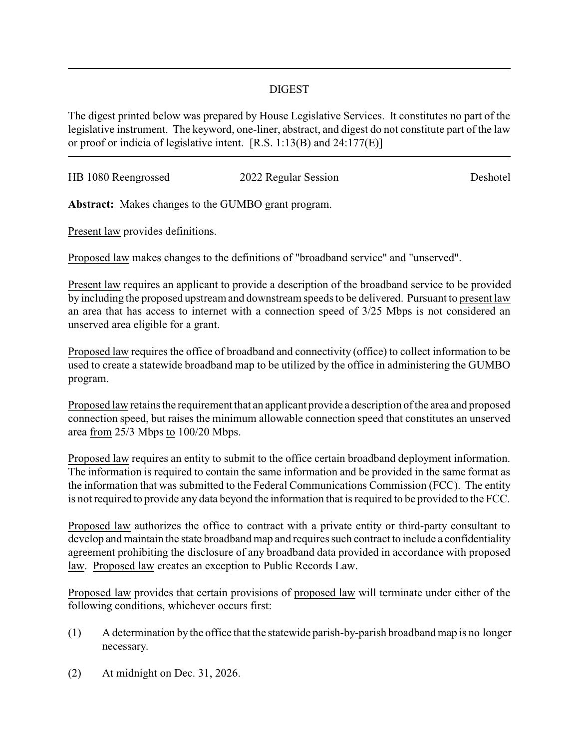# DIGEST

The digest printed below was prepared by House Legislative Services. It constitutes no part of the legislative instrument. The keyword, one-liner, abstract, and digest do not constitute part of the law or proof or indicia of legislative intent. [R.S. 1:13(B) and 24:177(E)]

HB 1080 Reengrossed | 2022 Regular Session | Deshotel

**Abstract:** Makes changes to the GUMBO grant program.

Present law provides definitions.

Proposed law makes changes to the definitions of "broadband service" and "unserved".

Present law requires an applicant to provide a description of the broadband service to be provided by including the proposed upstream and downstream speeds to be delivered. Pursuant to present law an area that has access to internet with a connection speed of 3/25 Mbps is not considered an unserved area eligible for a grant.

Proposed law requires the office of broadband and connectivity (office) to collect information to be used to create a statewide broadband map to be utilized by the office in administering the GUMBO program.

Proposed law retains the requirement that an applicant provide a description of the area and proposed connection speed, but raises the minimum allowable connection speed that constitutes an unserved area from 25/3 Mbps to 100/20 Mbps.

Proposed law requires an entity to submit to the office certain broadband deployment information. The information is required to contain the same information and be provided in the same format as the information that was submitted to the Federal Communications Commission (FCC). The entity is not required to provide any data beyond the information that is required to be provided to the FCC.

Proposed law authorizes the office to contract with a private entity or third-party consultant to develop and maintain the state broadband map and requires such contract to include a confidentiality agreement prohibiting the disclosure of any broadband data provided in accordance with proposed law. Proposed law creates an exception to Public Records Law.

Proposed law provides that certain provisions of proposed law will terminate under either of the following conditions, whichever occurs first:

(1) A determination by the office that the statewide parish-by-parish broadband map is no longer necessary.

(2) At midnight on Dec. 31, 2026.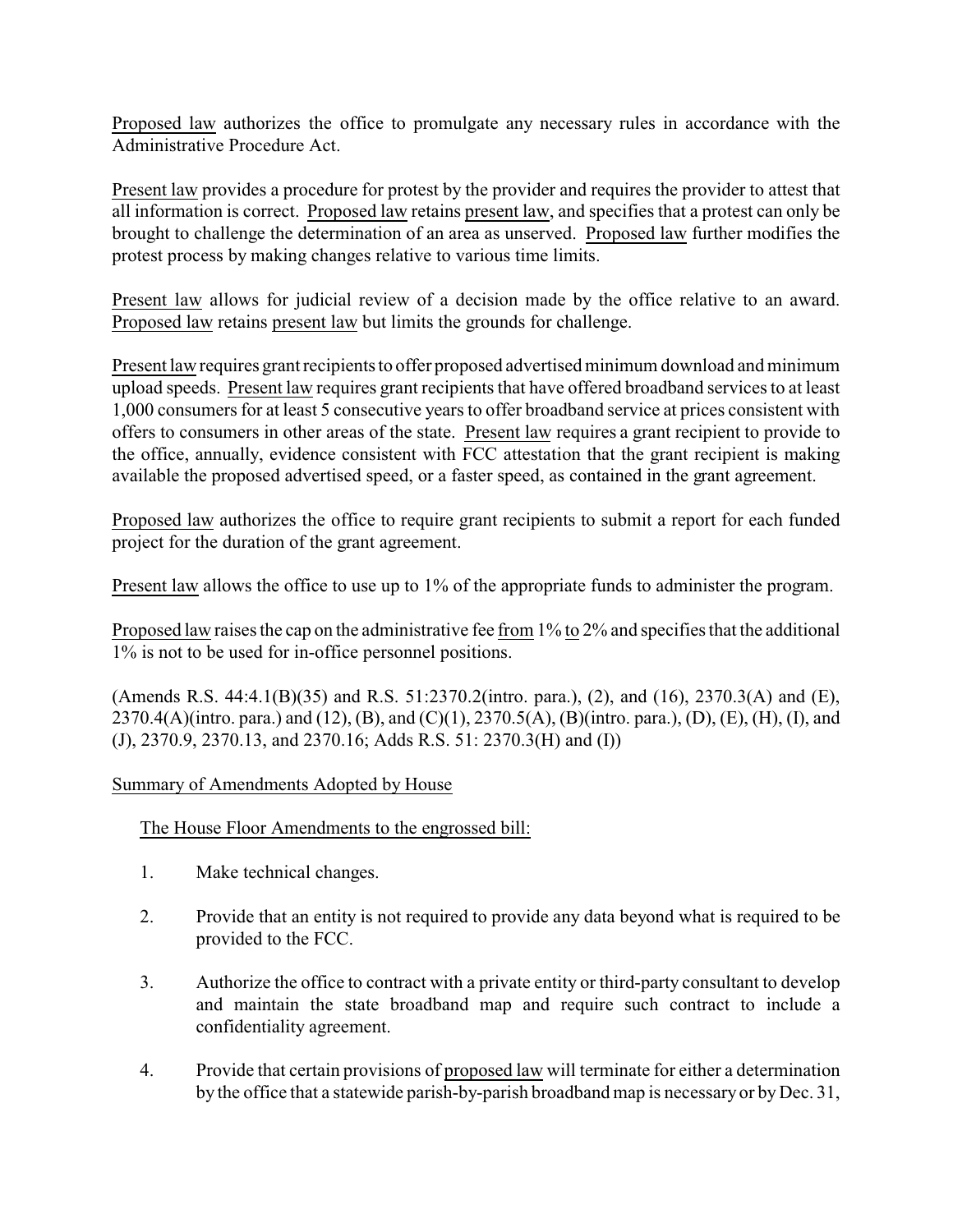Proposed law authorizes the office to promulgate any necessary rules in accordance with the Administrative Procedure Act.

Present law provides a procedure for protest by the provider and requires the provider to attest that all information is correct. Proposed law retains present law, and specifies that a protest can only be brought to challenge the determination of an area as unserved. Proposed law further modifies the protest process by making changes relative to various time limits.

Present law allows for judicial review of a decision made by the office relative to an award. Proposed law retains present law but limits the grounds for challenge.

Present law requires grant recipients to offer proposed advertised minimum download and minimum upload speeds. Present law requires grant recipients that have offered broadband services to at least 1,000 consumers for at least 5 consecutive years to offer broadband service at prices consistent with offers to consumers in other areas of the state. Present law requires a grant recipient to provide to the office, annually, evidence consistent with FCC attestation that the grant recipient is making available the proposed advertised speed, or a faster speed, as contained in the grant agreement.

Proposed law authorizes the office to require grant recipients to submit a report for each funded project for the duration of the grant agreement.

Present law allows the office to use up to 1% of the appropriate funds to administer the program.

Proposed law raises the cap on the administrative fee from 1% to 2% and specifies that the additional 1% is not to be used for in-office personnel positions.

(Amends R.S. 44:4.1(B)(35) and R.S. 51:2370.2(intro. para.), (2), and (16), 2370.3(A) and (E), 2370.4(A)(intro. para.) and (12), (B), and (C)(1), 2370.5(A), (B)(intro. para.), (D), (E), (H), (I), and (J), 2370.9, 2370.13, and 2370.16; Adds R.S. 51: 2370.3(H) and (I))

Summary of Amendments Adopted by House

The House Floor Amendments to the engrossed bill:

1. Make technical changes.

2. Provide that an entity is not required to provide any data beyond what is required to be provided to the FCC.

3. Authorize the office to contract with a private entity or third-party consultant to develop and maintain the state broadband map and require such contract to include a confidentiality agreement.

4. Provide that certain provisions of proposed law will terminate for either a determination by the office that a statewide parish-by-parish broadband map is necessary or by Dec. 31,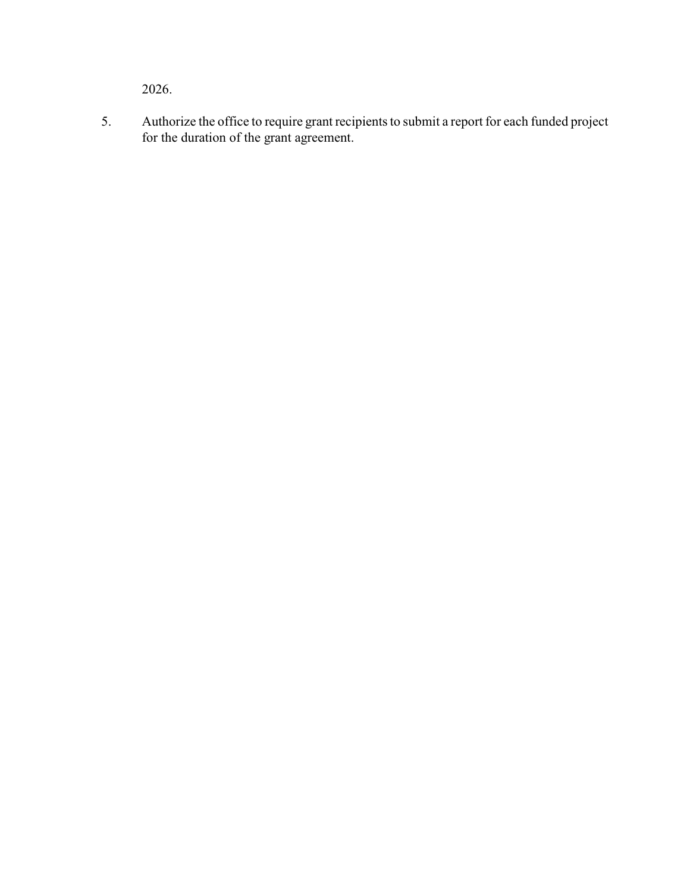2026.

5. Authorize the office to require grant recipients to submit a report for each funded project for the duration of the grant agreement.